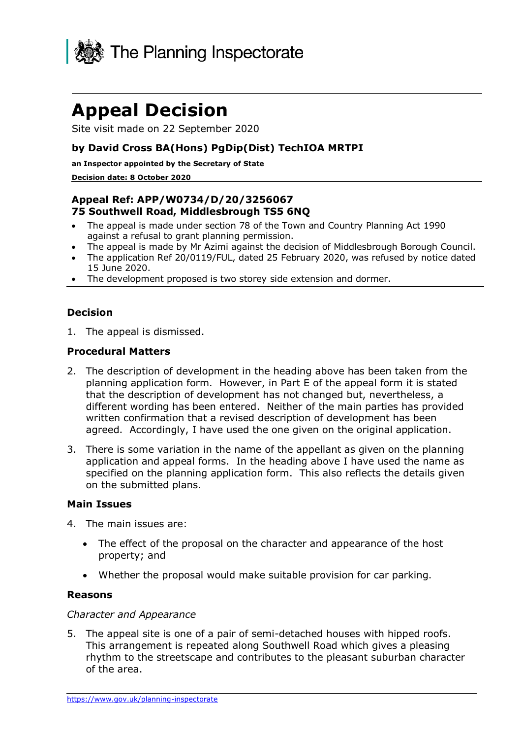The Planning Inspectorate

# Appeal Decision

Site visit made on 22 September 2020

**by David Cross BA(Hons) PgDip(Dist) TechIOA MRTPI**

**an Inspector appointed by the Secretary of State**

**Decision date: 8 October 2020**

**Appeal Ref: APP/W0734/D/20/3256067**
**75 Southwell Road, Middlesbrough TS5 6NQ**

- The appeal is made under section 78 of the Town and Country Planning Act 1990 against a refusal to grant planning permission.
- The appeal is made by Mr Azimi against the decision of Middlesbrough Borough Council.
- The application Ref 20/0119/FUL, dated 25 February 2020, was refused by notice dated 15 June 2020.
- The development proposed is two storey side extension and dormer.

## Decision

1. The appeal is dismissed.

## Procedural Matters

2. The description of development in the heading above has been taken from the planning application form. However, in Part E of the appeal form it is stated that the description of development has not changed but, nevertheless, a different wording has been entered. Neither of the main parties has provided written confirmation that a revised description of development has been agreed. Accordingly, I have used the one given on the original application.

3. There is some variation in the name of the appellant as given on the planning application and appeal forms. In the heading above I have used the name as specified on the planning application form. This also reflects the details given on the submitted plans.

## Main Issues

4. The main issues are:

   - The effect of the proposal on the character and appearance of the host property; and
   - Whether the proposal would make suitable provision for car parking.

## Reasons

*Character and Appearance*

5. The appeal site is one of a pair of semi-detached houses with hipped roofs. This arrangement is repeated along Southwell Road which gives a pleasing rhythm to the streetscape and contributes to the pleasant suburban character of the area.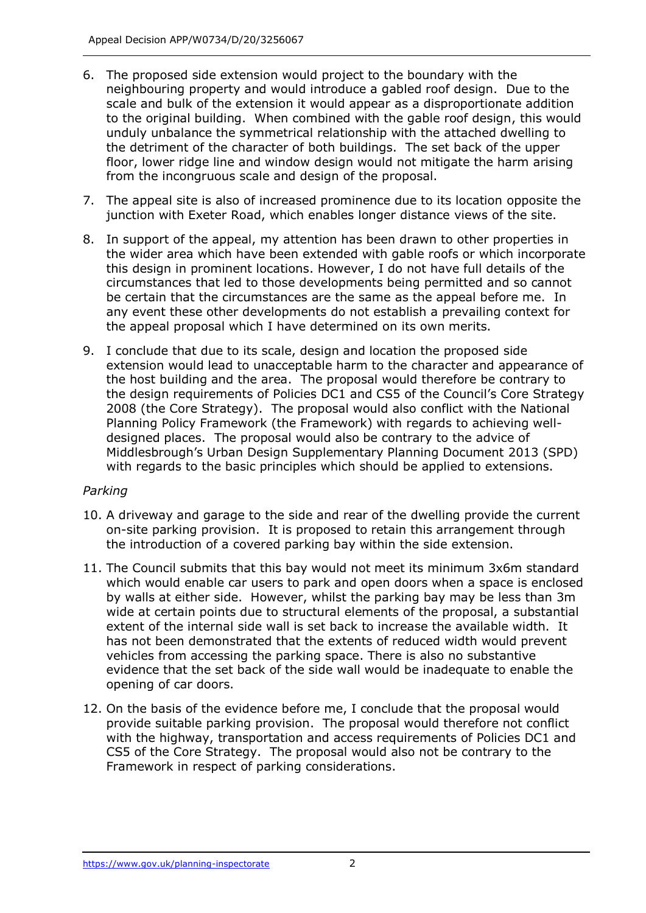6. The proposed side extension would project to the boundary with the neighbouring property and would introduce a gabled roof design. Due to the scale and bulk of the extension it would appear as a disproportionate addition to the original building. When combined with the gable roof design, this would unduly unbalance the symmetrical relationship with the attached dwelling to the detriment of the character of both buildings. The set back of the upper floor, lower ridge line and window design would not mitigate the harm arising from the incongruous scale and design of the proposal.

7. The appeal site is also of increased prominence due to its location opposite the junction with Exeter Road, which enables longer distance views of the site.

8. In support of the appeal, my attention has been drawn to other properties in the wider area which have been extended with gable roofs or which incorporate this design in prominent locations. However, I do not have full details of the circumstances that led to those developments being permitted and so cannot be certain that the circumstances are the same as the appeal before me. In any event these other developments do not establish a prevailing context for the appeal proposal which I have determined on its own merits.

9. I conclude that due to its scale, design and location the proposed side extension would lead to unacceptable harm to the character and appearance of the host building and the area. The proposal would therefore be contrary to the design requirements of Policies DC1 and CS5 of the Council's Core Strategy 2008 (the Core Strategy). The proposal would also conflict with the National Planning Policy Framework (the Framework) with regards to achieving well-designed places. The proposal would also be contrary to the advice of Middlesbrough's Urban Design Supplementary Planning Document 2013 (SPD) with regards to the basic principles which should be applied to extensions.

*Parking*

10. A driveway and garage to the side and rear of the dwelling provide the current on-site parking provision. It is proposed to retain this arrangement through the introduction of a covered parking bay within the side extension.

11. The Council submits that this bay would not meet its minimum 3x6m standard which would enable car users to park and open doors when a space is enclosed by walls at either side. However, whilst the parking bay may be less than 3m wide at certain points due to structural elements of the proposal, a substantial extent of the internal side wall is set back to increase the available width. It has not been demonstrated that the extents of reduced width would prevent vehicles from accessing the parking space. There is also no substantive evidence that the set back of the side wall would be inadequate to enable the opening of car doors.

12. On the basis of the evidence before me, I conclude that the proposal would provide suitable parking provision. The proposal would therefore not conflict with the highway, transportation and access requirements of Policies DC1 and CS5 of the Core Strategy. The proposal would also not be contrary to the Framework in respect of parking considerations.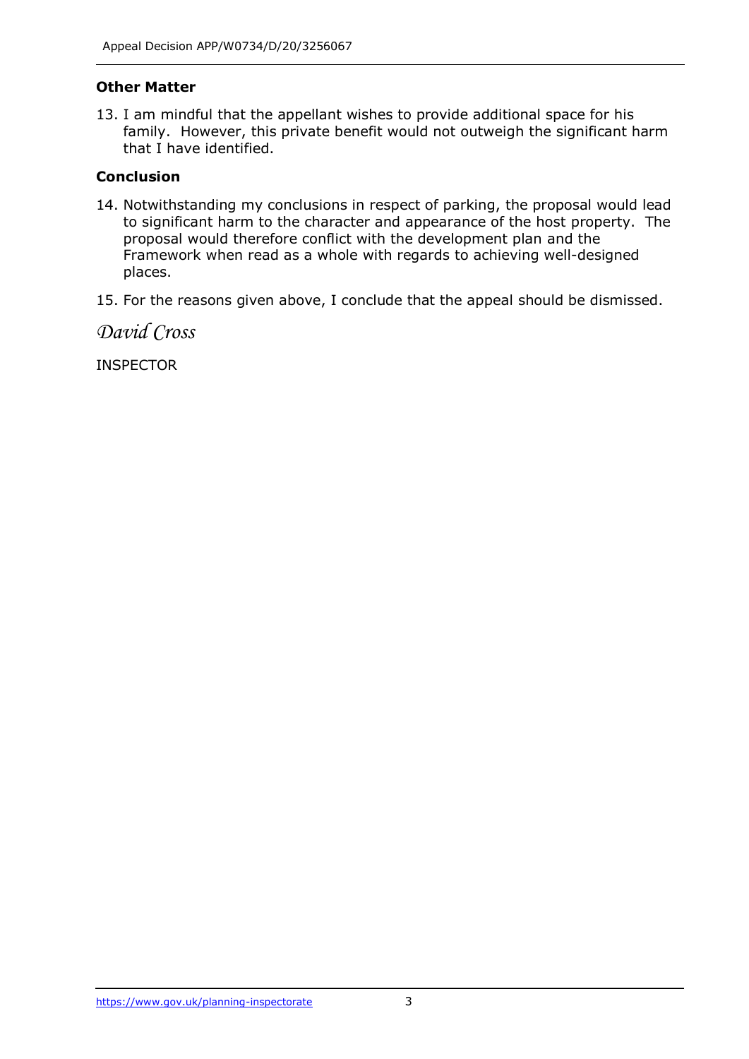**Other Matter**

13. I am mindful that the appellant wishes to provide additional space for his family. However, this private benefit would not outweigh the significant harm that I have identified.

**Conclusion**

14. Notwithstanding my conclusions in respect of parking, the proposal would lead to significant harm to the character and appearance of the host property. The proposal would therefore conflict with the development plan and the Framework when read as a whole with regards to achieving well-designed places.

15. For the reasons given above, I conclude that the appeal should be dismissed.

*David Cross*

INSPECTOR